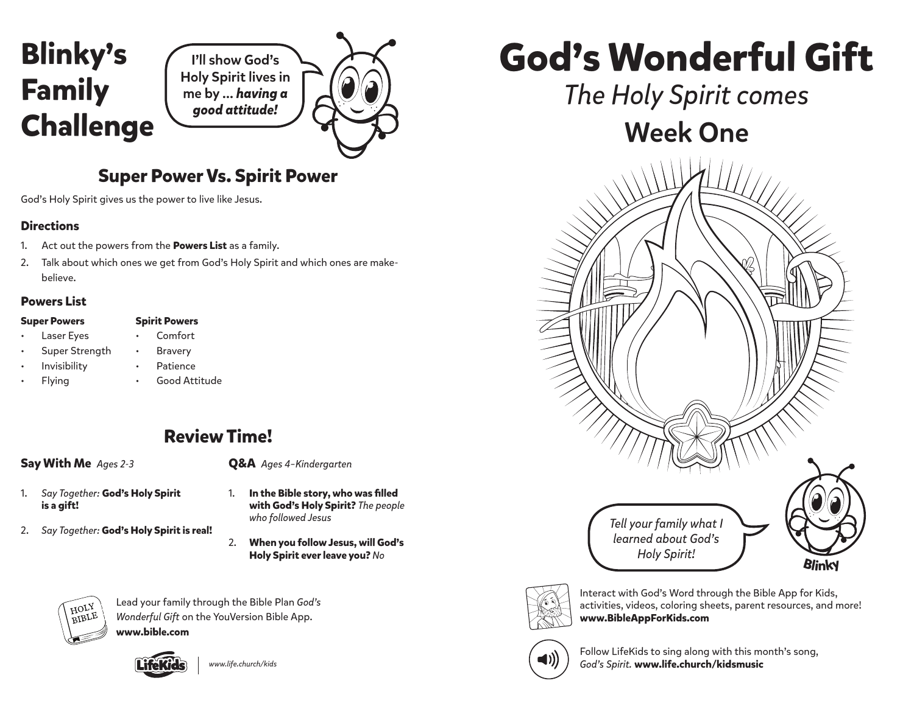# Blinky's Family Challenge

I'll show God's Holy Spirit lives in me by ... ***having a good attitude!***

## Super Power Vs. Spirit Power

God's Holy Spirit gives us the power to live like Jesus.

### Directions

1. Act out the powers from the **Powers List** as a family.
2. Talk about which ones we get from God's Holy Spirit and which ones are make-believe.

### Powers List

**Super Powers**

- Laser Eyes
- Super Strength
- Invisibility
- Flying

**Spirit Powers**

- Comfort
- Bravery
- Patience
- Good Attitude

## Review Time!

### Say With Me *Ages 2-3*

1. *Say Together:* **God's Holy Spirit is a gift!**
2. *Say Together:* **God's Holy Spirit is real!**

### Q&A *Ages 4–Kindergarten*

1. **In the Bible story, who was filled with God's Holy Spirit?** *The people who followed Jesus*
2. **When you follow Jesus, will God's Holy Spirit ever leave you?** *No*

Lead your family through the Bible Plan *God's Wonderful Gift* on the YouVersion Bible App.
**www.bible.com**

LifeKids | *www.life.church/kids*

# God's Wonderful Gift

*The Holy Spirit comes*

## Week One

*Tell your family what I learned about God's Holy Spirit!*

Blinky

Interact with God's Word through the Bible App for Kids, activities, videos, coloring sheets, parent resources, and more!
**www.BibleAppForKids.com**

Follow LifeKids to sing along with this month's song, *God's Spirit.* **www.life.church/kidsmusic**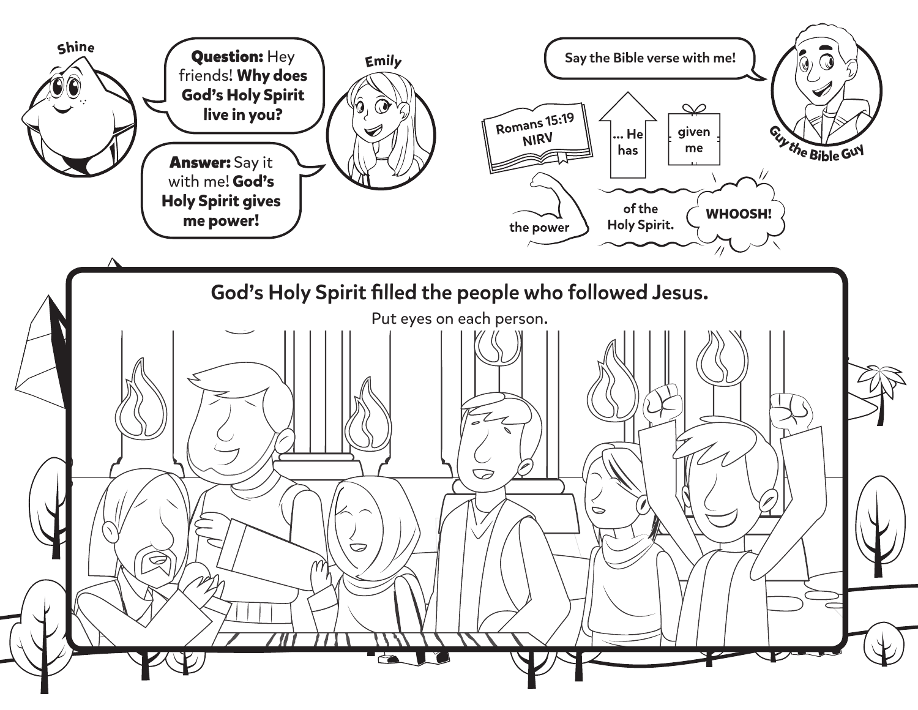Shine

**Question:** Hey friends! **Why does God's Holy Spirit live in you?**

Emily

**Answer:** Say it with me! **God's Holy Spirit gives me power!**

Say the Bible verse with me!

Guy the Bible Guy

Romans 15:19 NIRV

... He has

given me

the power

of the Holy Spirit.

WHOOSH!

## God's Holy Spirit filled the people who followed Jesus.

Put eyes on each person.